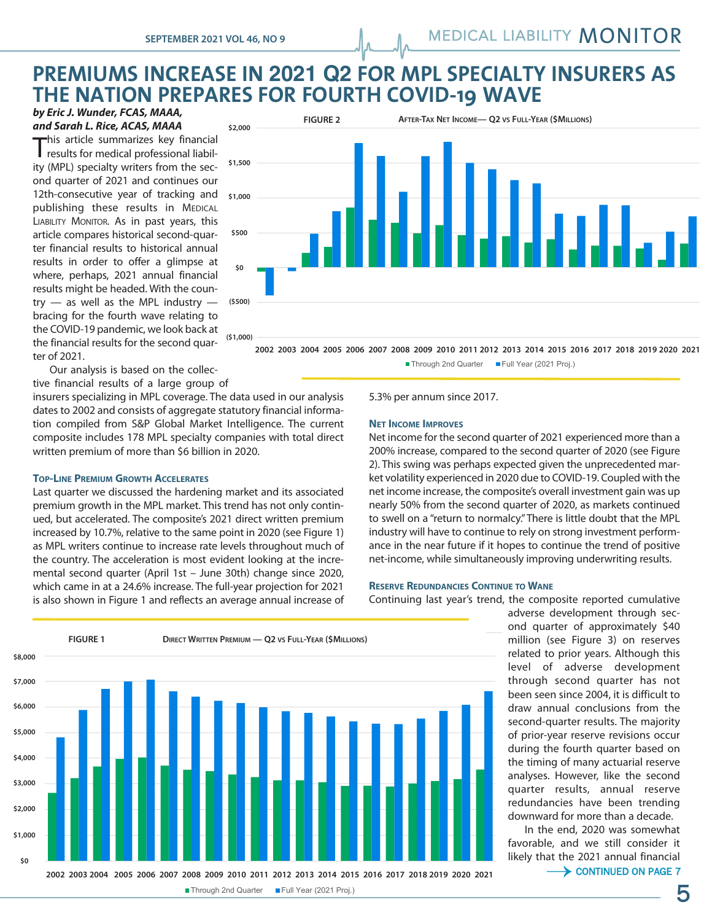# PREMIUMS INCREASE IN 2021 Q2 FOR MPL SPECIALTY INSURERS AS THE NATION PREPARES FOR FOURTH COVID-19 WAVE

***by Eric J. Wunder, FCAS, MAAA, and Sarah L. Rice, ACAS, MAAA***

This article summarizes key financial results for medical professional liability (MPL) specialty writers from the second quarter of 2021 and continues our 12th-consecutive year of tracking and publishing these results in Medical Liability Monitor. As in past years, this article compares historical second-quarter financial results to historical annual results in order to offer a glimpse at where, perhaps, 2021 annual financial results might be headed. With the country — as well as the MPL industry — bracing for the fourth wave relating to the COVID-19 pandemic, we look back at the financial results for the second quarter of 2021.

Our analysis is based on the collective financial results of a large group of insurers specializing in MPL coverage. The data used in our analysis dates to 2002 and consists of aggregate statutory financial information compiled from S&P Global Market Intelligence. The current composite includes 178 MPL specialty companies with total direct written premium of more than $6 billion in 2020.

### Top-Line Premium Growth Accelerates

Last quarter we discussed the hardening market and its associated premium growth in the MPL market. This trend has not only continued, but accelerated. The composite's 2021 direct written premium increased by 10.7%, relative to the same point in 2020 (see Figure 1) as MPL writers continue to increase rate levels throughout much of the country. The acceleration is most evident looking at the incremental second quarter (April 1st – June 30th) change since 2020, which came in at a 24.6% increase. The full-year projection for 2021 is also shown in Figure 1 and reflects an average annual increase of 5.3% per annum since 2017.

### Net Income Improves

Net income for the second quarter of 2021 experienced more than a 200% increase, compared to the second quarter of 2020 (see Figure 2). This swing was perhaps expected given the unprecedented market volatility experienced in 2020 due to COVID-19. Coupled with the net income increase, the composite's overall investment gain was up nearly 50% from the second quarter of 2020, as markets continued to swell on a "return to normalcy." There is little doubt that the MPL industry will have to continue to rely on strong investment performance in the near future if it hopes to continue the trend of positive net-income, while simultaneously improving underwriting results.

### Reserve Redundancies Continue to Wane

Continuing last year's trend, the composite reported cumulative adverse development through second quarter of approximately $40 million (see Figure 3) on reserves related to prior years. Although this level of adverse development through second quarter has not been seen since 2004, it is difficult to draw annual conclusions from the second-quarter results. The majority of prior-year reserve revisions occur during the fourth quarter based on the timing of many actuarial reserve analyses. However, like the second quarter results, annual reserve redundancies have been trending downward for more than a decade.

In the end, 2020 was somewhat favorable, and we still consider it likely that the 2021 annual financial

CONTINUED ON PAGE 7

**FIGURE 2** — After-Tax Net Income— Q2 vs Full-Year ($Millions)

(Legend: Through 2nd Quarter; Full Year (2021 Proj.); years 2002–2021)

**FIGURE 1** — Direct Written Premium — Q2 vs Full-Year ($Millions)

(Legend: Through 2nd Quarter; Full Year (2021 Proj.); years 2002–2021)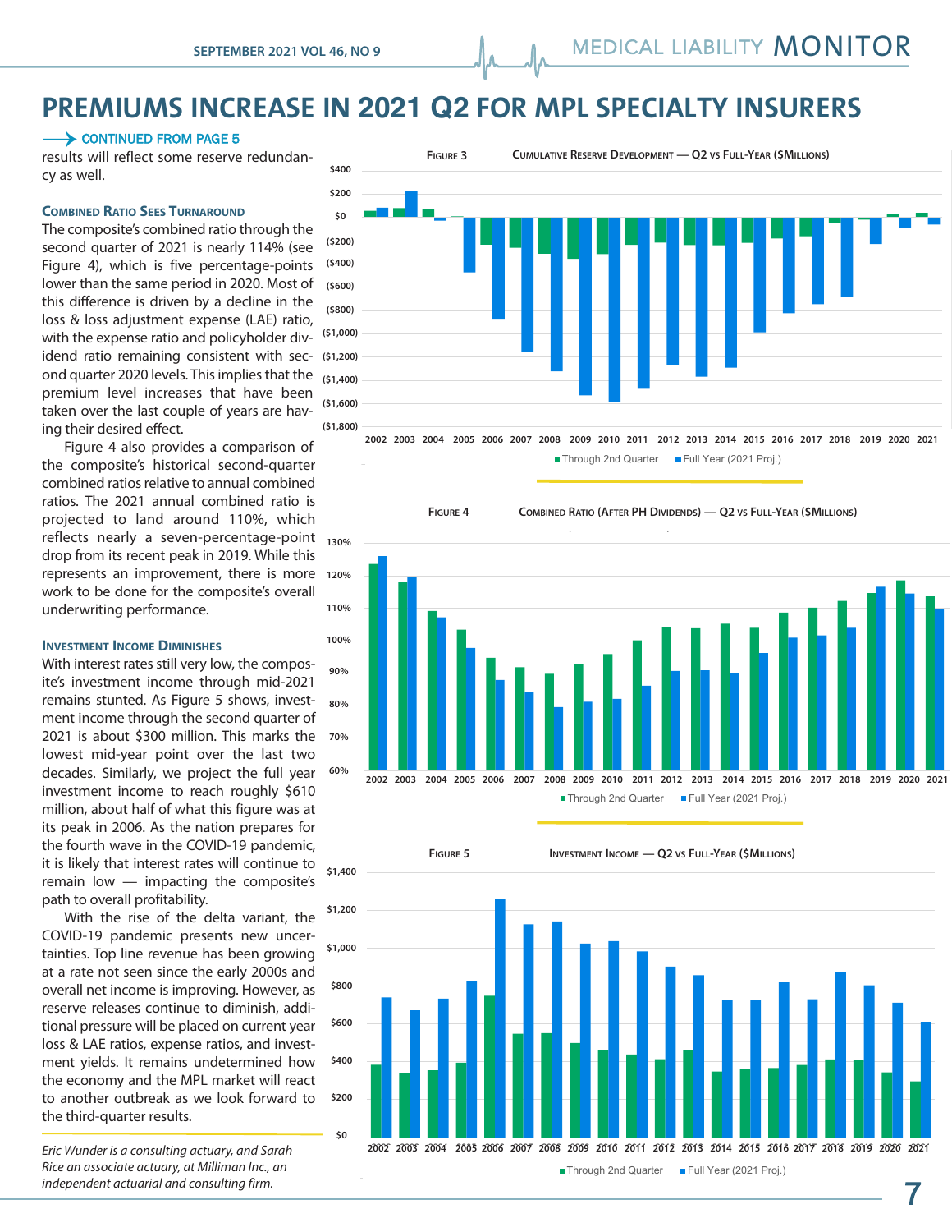# PREMIUMS INCREASE IN 2021 Q2 FOR MPL SPECIALTY INSURERS

CONTINUED FROM PAGE 5

results will reflect some reserve redundancy as well.

### Combined Ratio Sees Turnaround

The composite's combined ratio through the second quarter of 2021 is nearly 114% (see Figure 4), which is five percentage-points lower than the same period in 2020. Most of this difference is driven by a decline in the loss & loss adjustment expense (LAE) ratio, with the expense ratio and policyholder dividend ratio remaining consistent with second quarter 2020 levels. This implies that the premium level increases that have been taken over the last couple of years are having their desired effect.

Figure 4 also provides a comparison of the composite's historical second-quarter combined ratios relative to annual combined ratios. The 2021 annual combined ratio is projected to land around 110%, which reflects nearly a seven-percentage-point drop from its recent peak in 2019. While this represents an improvement, there is more work to be done for the composite's overall underwriting performance.

### Investment Income Diminishes

With interest rates still very low, the composite's investment income through mid-2021 remains stunted. As Figure 5 shows, investment income through the second quarter of 2021 is about $300 million. This marks the lowest mid-year point over the last two decades. Similarly, we project the full year investment income to reach roughly $610 million, about half of what this figure was at its peak in 2006. As the nation prepares for the fourth wave in the COVID-19 pandemic, it is likely that interest rates will continue to remain low — impacting the composite's path to overall profitability.

With the rise of the delta variant, the COVID-19 pandemic presents new uncertainties. Top line revenue has been growing at a rate not seen since the early 2000s and overall net income is improving. However, as reserve releases continue to diminish, additional pressure will be placed on current year loss & LAE ratios, expense ratios, and investment yields. It remains undetermined how the economy and the MPL market will react to another outbreak as we look forward to the third-quarter results.

*Eric Wunder is a consulting actuary, and Sarah Rice an associate actuary, at Milliman Inc., an independent actuarial and consulting firm.*

**Figure 3** Cumulative Reserve Development — Q2 vs Full-Year ($Millions)

$400
$200
$0
($200)
($400)
($600)
($800)
($1,000)
($1,200)
($1,400)
($1,600)
($1,800)

2002 2003 2004 2005 2006 2007 2008 2009 2010 2011 2012 2013 2014 2015 2016 2017 2018 2019 2020 2021

Through 2nd Quarter
Full Year (2021 Proj.)

**Figure 4** Combined Ratio (After PH Dividends) — Q2 vs Full-Year ($Millions)

130%
120%
110%
100%
90%
80%
70%
60%

2002 2003 2004 2005 2006 2007 2008 2009 2010 2011 2012 2013 2014 2015 2016 2017 2018 2019 2020 2021

Through 2nd Quarter
Full Year (2021 Proj.)

**Figure 5** Investment Income — Q2 vs Full-Year ($Millions)

$1,400
$1,200
$1,000
$800
$600
$400
$200
$0

2002 2003 2004 2005 2006 2007 2008 2009 2010 2011 2012 2013 2014 2015 2016 2017 2018 2019 2020 2021

Through 2nd Quarter
Full Year (2021 Proj.)